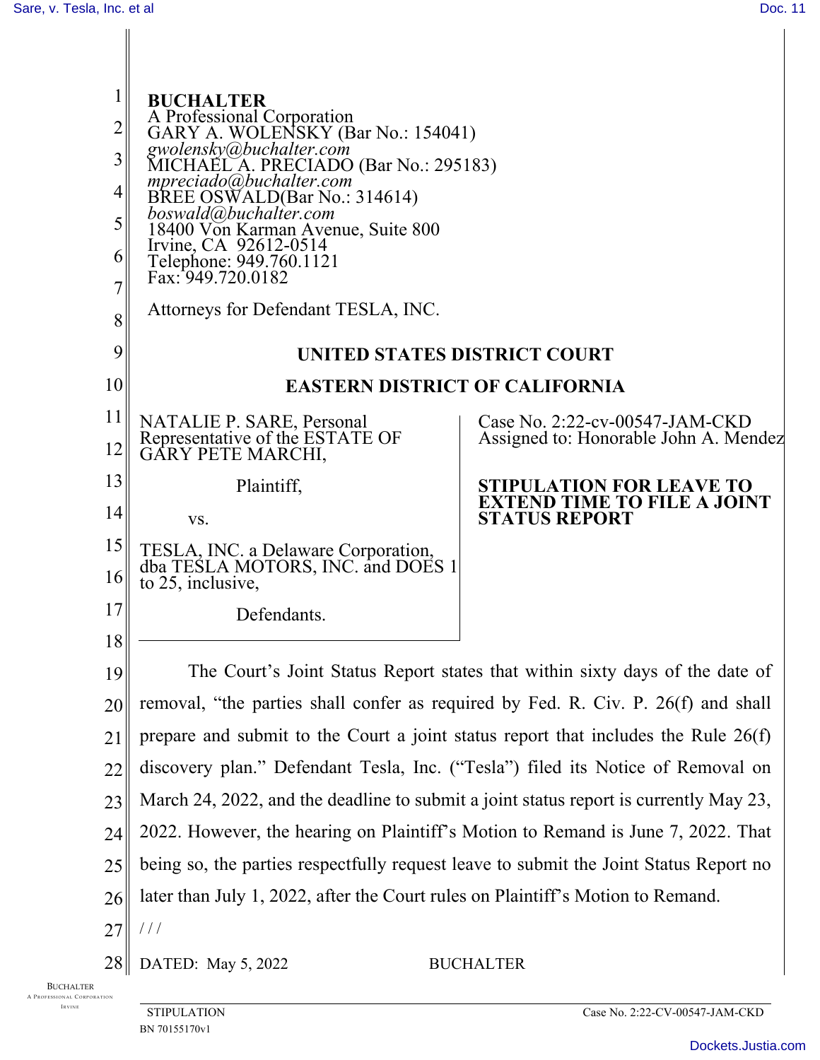**BUCHALTER**
A Professional Corporation
GARY A. WOLENSKY (Bar No.: 154041)
*gwolensky@buchalter.com*
MICHAEL A. PRECIADO (Bar No.: 295183)
*mpreciado@buchalter.com*
BREE OSWALD(Bar No.: 314614)
*boswald@buchalter.com*
18400 Von Karman Avenue, Suite 800
Irvine, CA 92612-0514
Telephone: 949.760.1121
Fax: 949.720.0182

Attorneys for Defendant TESLA, INC.

**UNITED STATES DISTRICT COURT**

**EASTERN DISTRICT OF CALIFORNIA**

NATALIE P. SARE, Personal Representative of the ESTATE OF GARY PETE MARCHI,

Plaintiff,

vs.

TESLA, INC. a Delaware Corporation, dba TESLA MOTORS, INC. and DOES 1 to 25, inclusive,

Defendants.

Case No. 2:22-cv-00547-JAM-CKD
Assigned to: Honorable John A. Mendez

**STIPULATION FOR LEAVE TO EXTEND TIME TO FILE A JOINT STATUS REPORT**

The Court's Joint Status Report states that within sixty days of the date of removal, "the parties shall confer as required by Fed. R. Civ. P. 26(f) and shall prepare and submit to the Court a joint status report that includes the Rule 26(f) discovery plan." Defendant Tesla, Inc. ("Tesla") filed its Notice of Removal on March 24, 2022, and the deadline to submit a joint status report is currently May 23, 2022. However, the hearing on Plaintiff's Motion to Remand is June 7, 2022. That being so, the parties respectfully request leave to submit the Joint Status Report no later than July 1, 2022, after the Court rules on Plaintiff's Motion to Remand.

/ / /

DATED: May 5, 2022 BUCHALTER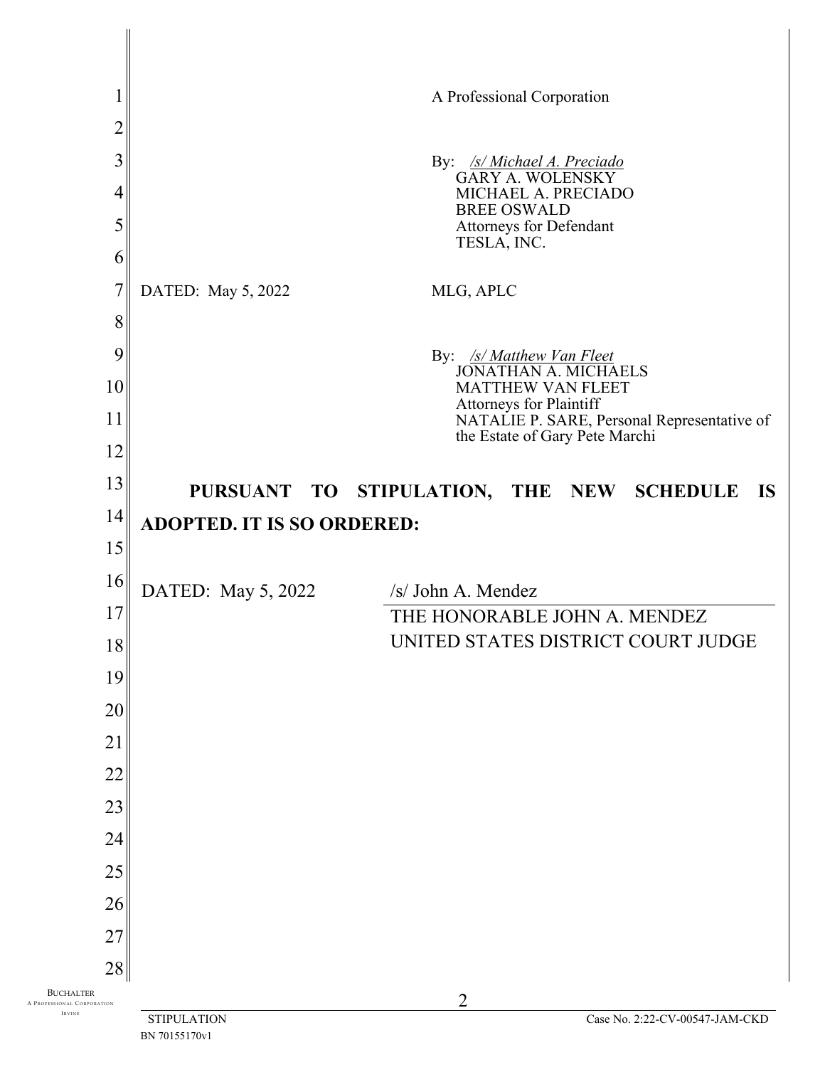A Professional Corporation

By: /s/ Michael A. Preciado
GARY A. WOLENSKY
MICHAEL A. PRECIADO
BREE OSWALD
Attorneys for Defendant
TESLA, INC.

DATED: May 5, 2022

MLG, APLC

By: /s/ Matthew Van Fleet
JONATHAN A. MICHAELS
MATTHEW VAN FLEET
Attorneys for Plaintiff
NATALIE P. SARE, Personal Representative of the Estate of Gary Pete Marchi

**PURSUANT TO STIPULATION, THE NEW SCHEDULE IS ADOPTED. IT IS SO ORDERED:**

DATED: May 5, 2022

/s/ John A. Mendez
THE HONORABLE JOHN A. MENDEZ
UNITED STATES DISTRICT COURT JUDGE